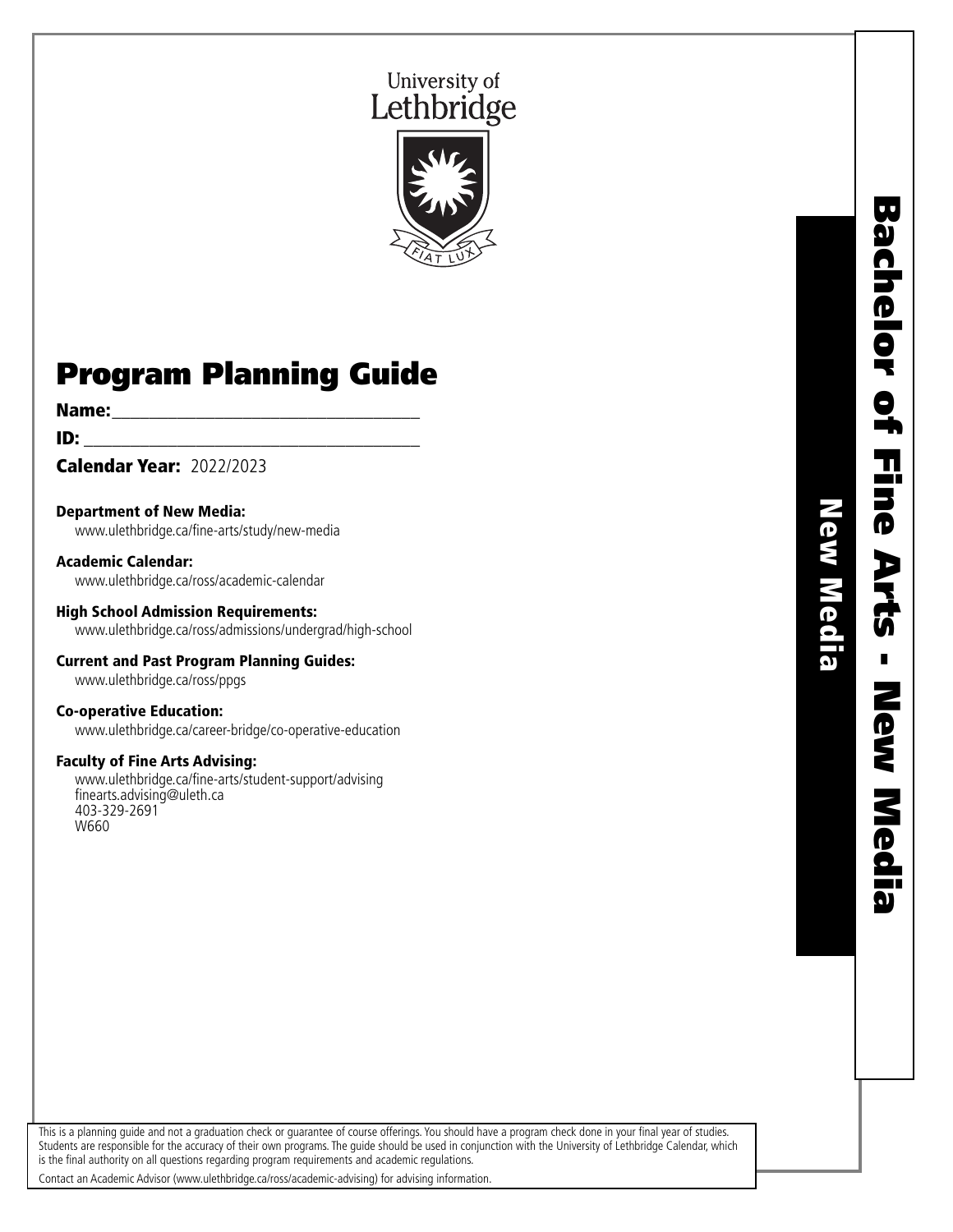University of Lethbridge

FIAT LUX

# Program Planning Guide

**Name:**\_\_\_\_\_\_\_\_\_\_\_\_\_\_\_\_\_\_\_\_\_\_\_\_\_\_\_\_\_\_\_\_\_\_\_\_

**ID:** \_\_\_\_\_\_\_\_\_\_\_\_\_\_\_\_\_\_\_\_\_\_\_\_\_\_\_\_\_\_\_\_\_\_\_\_\_\_

**Calendar Year:** 2022/2023

**Department of New Media:**
www.ulethbridge.ca/fine-arts/study/new-media

**Academic Calendar:**
www.ulethbridge.ca/ross/academic-calendar

**High School Admission Requirements:**
www.ulethbridge.ca/ross/admissions/undergrad/high-school

**Current and Past Program Planning Guides:**
www.ulethbridge.ca/ross/ppgs

**Co-operative Education:**
www.ulethbridge.ca/career-bridge/co-operative-education

**Faculty of Fine Arts Advising:**
www.ulethbridge.ca/fine-arts/student-support/advising
finearts.advising@uleth.ca
403-329-2691
W660

## Bachelor of Fine Arts - New Media

### New Media

This is a planning guide and not a graduation check or guarantee of course offerings. You should have a program check done in your final year of studies. Students are responsible for the accuracy of their own programs. The guide should be used in conjunction with the University of Lethbridge Calendar, which is the final authority on all questions regarding program requirements and academic regulations.

Contact an Academic Advisor (www.ulethbridge.ca/ross/academic-advising) for advising information.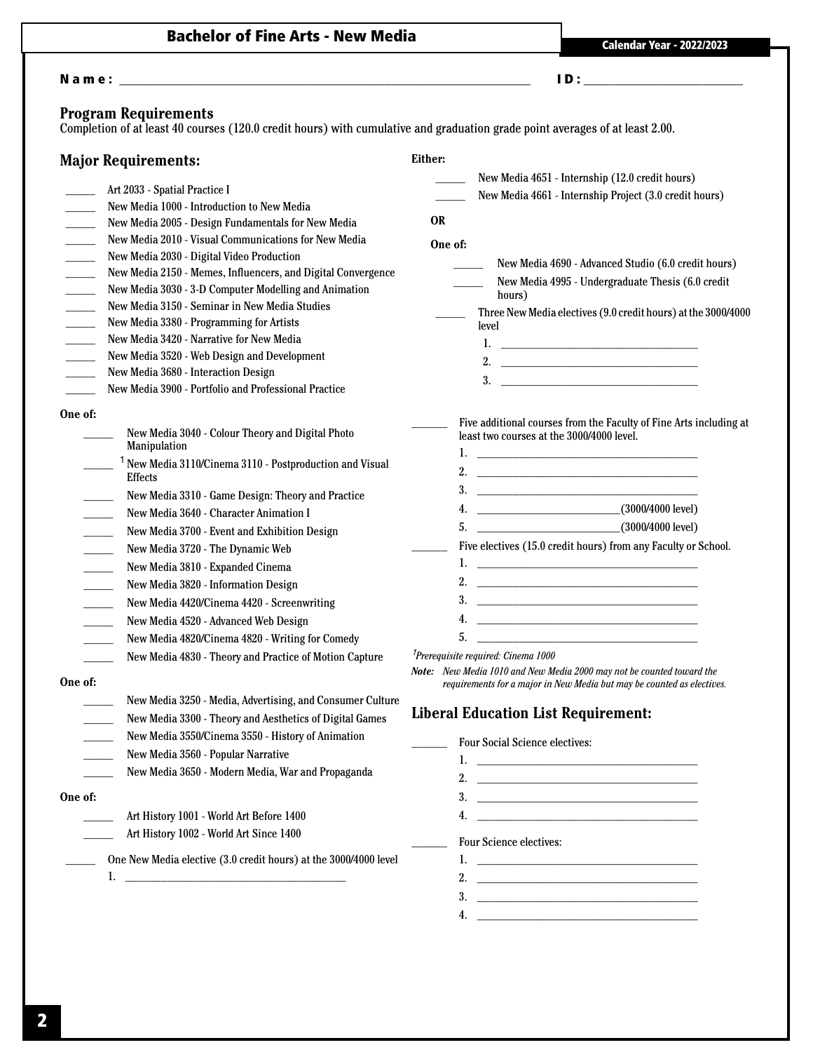# Bachelor of Fine Arts - New Media

Calendar Year - 2022/2023

**Name:** ______________________ **ID:** ____________

## Program Requirements

Completion of at least 40 courses (120.0 credit hours) with cumulative and graduation grade point averages of at least 2.00.

## Major Requirements:

- ______ Art 2033 - Spatial Practice I
- ______ New Media 1000 - Introduction to New Media
- ______ New Media 2005 - Design Fundamentals for New Media
- ______ New Media 2010 - Visual Communications for New Media
- ______ New Media 2030 - Digital Video Production
- ______ New Media 2150 - Memes, Influencers, and Digital Convergence
- ______ New Media 3030 - 3-D Computer Modelling and Animation
- ______ New Media 3150 - Seminar in New Media Studies
- ______ New Media 3380 - Programming for Artists
- ______ New Media 3420 - Narrative for New Media
- ______ New Media 3520 - Web Design and Development
- ______ New Media 3680 - Interaction Design
- ______ New Media 3900 - Portfolio and Professional Practice

**One of:**

- ______ New Media 3040 - Colour Theory and Digital Photo Manipulation
- ______ [1] New Media 3110/Cinema 3110 - Postproduction and Visual Effects
- ______ New Media 3310 - Game Design: Theory and Practice
- ______ New Media 3640 - Character Animation I
- ______ New Media 3700 - Event and Exhibition Design
- ______ New Media 3720 - The Dynamic Web
- ______ New Media 3810 - Expanded Cinema
- ______ New Media 3820 - Information Design
- ______ New Media 4420/Cinema 4420 - Screenwriting
- ______ New Media 4520 - Advanced Web Design
- ______ New Media 4820/Cinema 4820 - Writing for Comedy
- ______ New Media 4830 - Theory and Practice of Motion Capture

**One of:**

- ______ New Media 3250 - Media, Advertising, and Consumer Culture
- ______ New Media 3300 - Theory and Aesthetics of Digital Games
- ______ New Media 3550/Cinema 3550 - History of Animation
- ______ New Media 3560 - Popular Narrative
- ______ New Media 3650 - Modern Media, War and Propaganda

**One of:**

- ______ Art History 1001 - World Art Before 1400
- ______ Art History 1002 - World Art Since 1400

______ One New Media elective (3.0 credit hours) at the 3000/4000 level

1. ______________________

**Either:**

- ______ New Media 4651 - Internship (12.0 credit hours)
- ______ New Media 4661 - Internship Project (3.0 credit hours)

**OR**

**One of:**

- ______ New Media 4690 - Advanced Studio (6.0 credit hours)
- ______ New Media 4995 - Undergraduate Thesis (6.0 credit hours)

______ Three New Media electives (9.0 credit hours) at the 3000/4000 level

1. ______________________
2. ______________________
3. ______________________

______ Five additional courses from the Faculty of Fine Arts including at least two courses at the 3000/4000 level.

1. ______________________
2. ______________________
3. ______________________
4. ______________________(3000/4000 level)
5. ______________________(3000/4000 level)

______ Five electives (15.0 credit hours) from any Faculty or School.

1. ______________________
2. ______________________
3. ______________________
4. ______________________
5. ______________________

*[1] Prerequisite required: Cinema 1000*

***Note:** New Media 1010 and New Media 2000 may not be counted toward the requirements for a major in New Media but may be counted as electives.*

## Liberal Education List Requirement:

______ Four Social Science electives:

1. ______________________
2. ______________________
3. ______________________
4. ______________________

______ Four Science electives:

1. ______________________
2. ______________________
3. ______________________
4. ______________________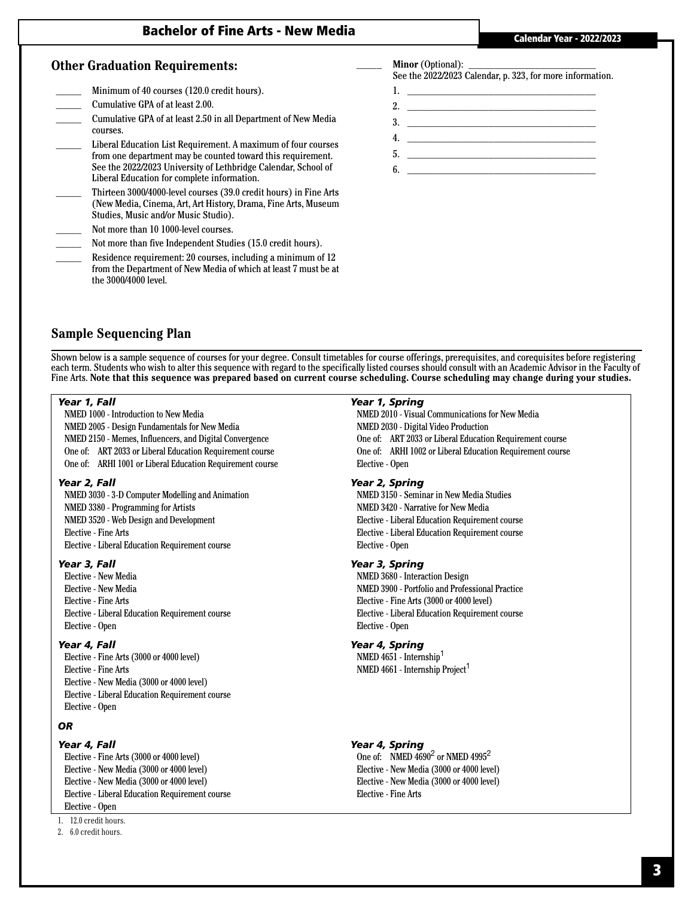# Bachelor of Fine Arts - New Media

Calendar Year - 2022/2023

## Other Graduation Requirements:

- ______ Minimum of 40 courses (120.0 credit hours).
- ______ Cumulative GPA of at least 2.00.
- ______ Cumulative GPA of at least 2.50 in all Department of New Media courses.
- ______ Liberal Education List Requirement. A maximum of four courses from one department may be counted toward this requirement. See the 2022/2023 University of Lethbridge Calendar, School of Liberal Education for complete information.
- ______ Thirteen 3000/4000-level courses (39.0 credit hours) in Fine Arts (New Media, Cinema, Art, Art History, Drama, Fine Arts, Museum Studies, Music and/or Music Studio).
- ______ Not more than 10 1000-level courses.
- ______ Not more than five Independent Studies (15.0 credit hours).
- ______ Residence requirement: 20 courses, including a minimum of 12 from the Department of New Media of which at least 7 must be at the 3000/4000 level.

______ **Minor** (Optional): ______________________
See the 2022/2023 Calendar, p. 323, for more information.

1. ______________________
2. ______________________
3. ______________________
4. ______________________
5. ______________________
6. ______________________

## Sample Sequencing Plan

Shown below is a sample sequence of courses for your degree. Consult timetables for course offerings, prerequisites, and corequisites before registering each term. Students who wish to alter this sequence with regard to the specifically listed courses should consult with an Academic Advisor in the Faculty of Fine Arts. **Note that this sequence was prepared based on current course scheduling. Course scheduling may change during your studies.**

***Year 1, Fall***
- NMED 1000 - Introduction to New Media
- NMED 2005 - Design Fundamentals for New Media
- NMED 2150 - Memes, Influencers, and Digital Convergence
- One of: ART 2033 or Liberal Education Requirement course
- One of: ARHI 1001 or Liberal Education Requirement course

***Year 1, Spring***
- NMED 2010 - Visual Communications for New Media
- NMED 2030 - Digital Video Production
- One of: ART 2033 or Liberal Education Requirement course
- One of: ARHI 1002 or Liberal Education Requirement course
- Elective - Open

***Year 2, Fall***
- NMED 3030 - 3-D Computer Modelling and Animation
- NMED 3380 - Programming for Artists
- NMED 3520 - Web Design and Development
- Elective - Fine Arts
- Elective - Liberal Education Requirement course

***Year 2, Spring***
- NMED 3150 - Seminar in New Media Studies
- NMED 3420 - Narrative for New Media
- Elective - Liberal Education Requirement course
- Elective - Liberal Education Requirement course
- Elective - Open

***Year 3, Fall***
- Elective - New Media
- Elective - New Media
- Elective - Fine Arts
- Elective - Liberal Education Requirement course
- Elective - Open

***Year 3, Spring***
- NMED 3680 - Interaction Design
- NMED 3900 - Portfolio and Professional Practice
- Elective - Fine Arts (3000 or 4000 level)
- Elective - Liberal Education Requirement course
- Elective - Open

***Year 4, Fall***
- Elective - Fine Arts (3000 or 4000 level)
- Elective - Fine Arts
- Elective - New Media (3000 or 4000 level)
- Elective - Liberal Education Requirement course
- Elective - Open

***Year 4, Spring***
- NMED 4651 - Internship[1]
- NMED 4661 - Internship Project[1]

***OR***

***Year 4, Fall***
- Elective - Fine Arts (3000 or 4000 level)
- Elective - New Media (3000 or 4000 level)
- Elective - New Media (3000 or 4000 level)
- Elective - Liberal Education Requirement course
- Elective - Open

***Year 4, Spring***
- One of: NMED 4690[2] or NMED 4995[2]
- Elective - New Media (3000 or 4000 level)
- Elective - New Media (3000 or 4000 level)
- Elective - Fine Arts

1. 12.0 credit hours.
2. 6.0 credit hours.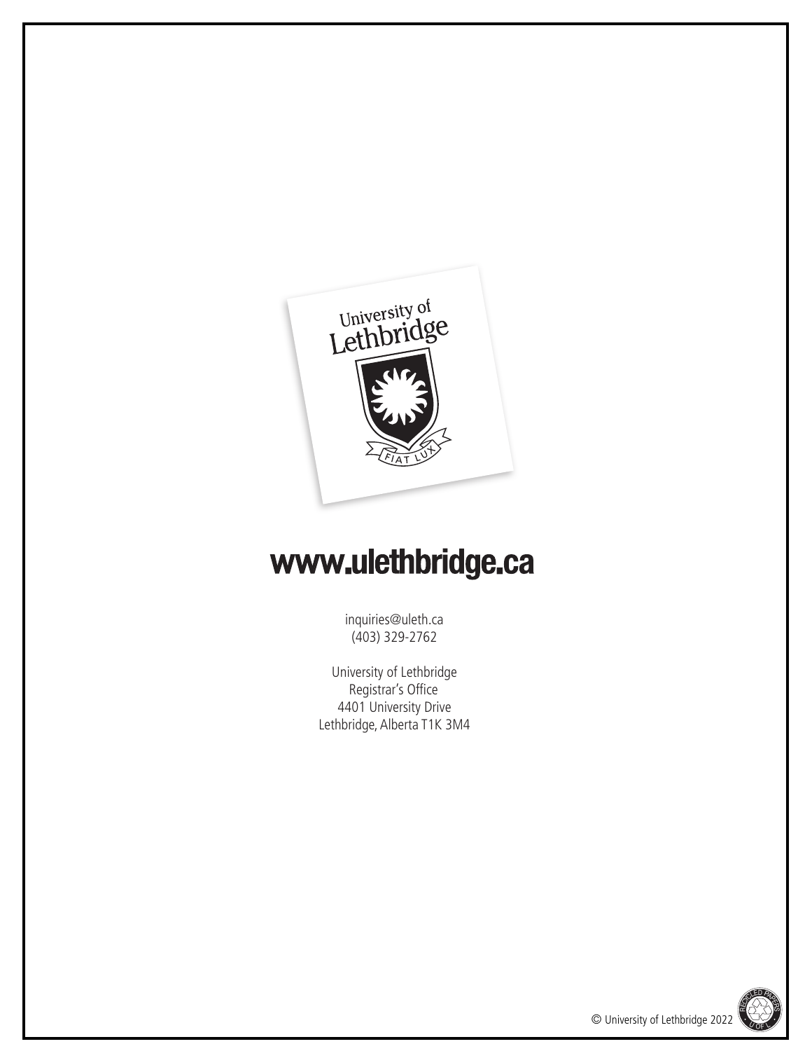University of Lethbridge

FIAT LUX

# www.ulethbridge.ca

inquiries@uleth.ca
(403) 329-2762

University of Lethbridge
Registrar's Office
4401 University Drive
Lethbridge, Alberta T1K 3M4

© University of Lethbridge 2022